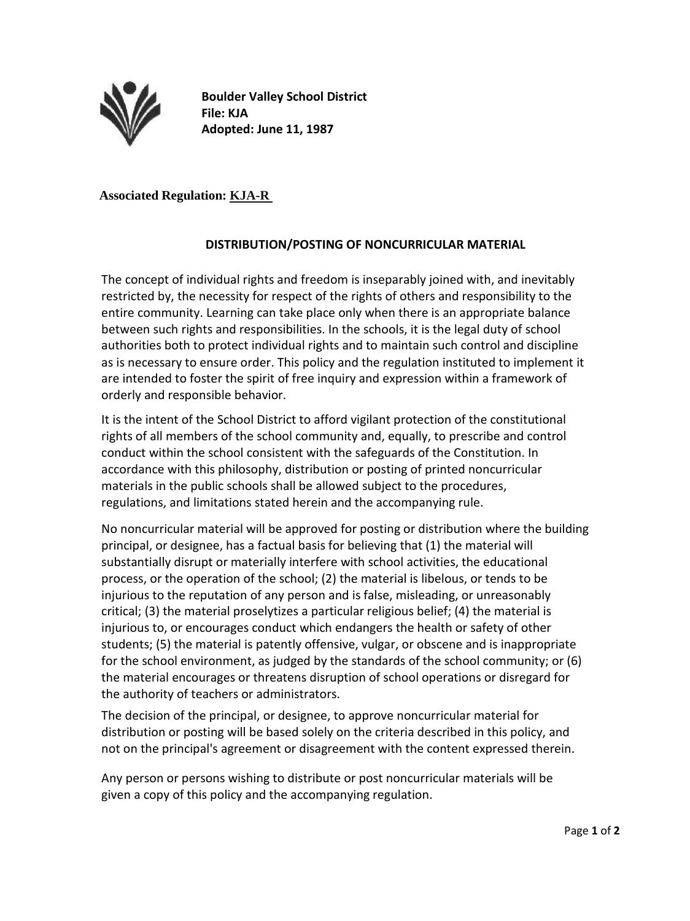**Boulder Valley School District**
**File: KJA**
**Adopted: June 11, 1987**

**Associated Regulation: KJA-R**

# DISTRIBUTION/POSTING OF NONCURRICULAR MATERIAL

The concept of individual rights and freedom is inseparably joined with, and inevitably restricted by, the necessity for respect of the rights of others and responsibility to the entire community. Learning can take place only when there is an appropriate balance between such rights and responsibilities. In the schools, it is the legal duty of school authorities both to protect individual rights and to maintain such control and discipline as is necessary to ensure order. This policy and the regulation instituted to implement it are intended to foster the spirit of free inquiry and expression within a framework of orderly and responsible behavior.

It is the intent of the School District to afford vigilant protection of the constitutional rights of all members of the school community and, equally, to prescribe and control conduct within the school consistent with the safeguards of the Constitution. In accordance with this philosophy, distribution or posting of printed noncurricular materials in the public schools shall be allowed subject to the procedures, regulations, and limitations stated herein and the accompanying rule.

No noncurricular material will be approved for posting or distribution where the building principal, or designee, has a factual basis for believing that (1) the material will substantially disrupt or materially interfere with school activities, the educational process, or the operation of the school; (2) the material is libelous, or tends to be injurious to the reputation of any person and is false, misleading, or unreasonably critical; (3) the material proselytizes a particular religious belief; (4) the material is injurious to, or encourages conduct which endangers the health or safety of other students; (5) the material is patently offensive, vulgar, or obscene and is inappropriate for the school environment, as judged by the standards of the school community; or (6) the material encourages or threatens disruption of school operations or disregard for the authority of teachers or administrators.

The decision of the principal, or designee, to approve noncurricular material for distribution or posting will be based solely on the criteria described in this policy, and not on the principal's agreement or disagreement with the content expressed therein.

Any person or persons wishing to distribute or post noncurricular materials will be given a copy of this policy and the accompanying regulation.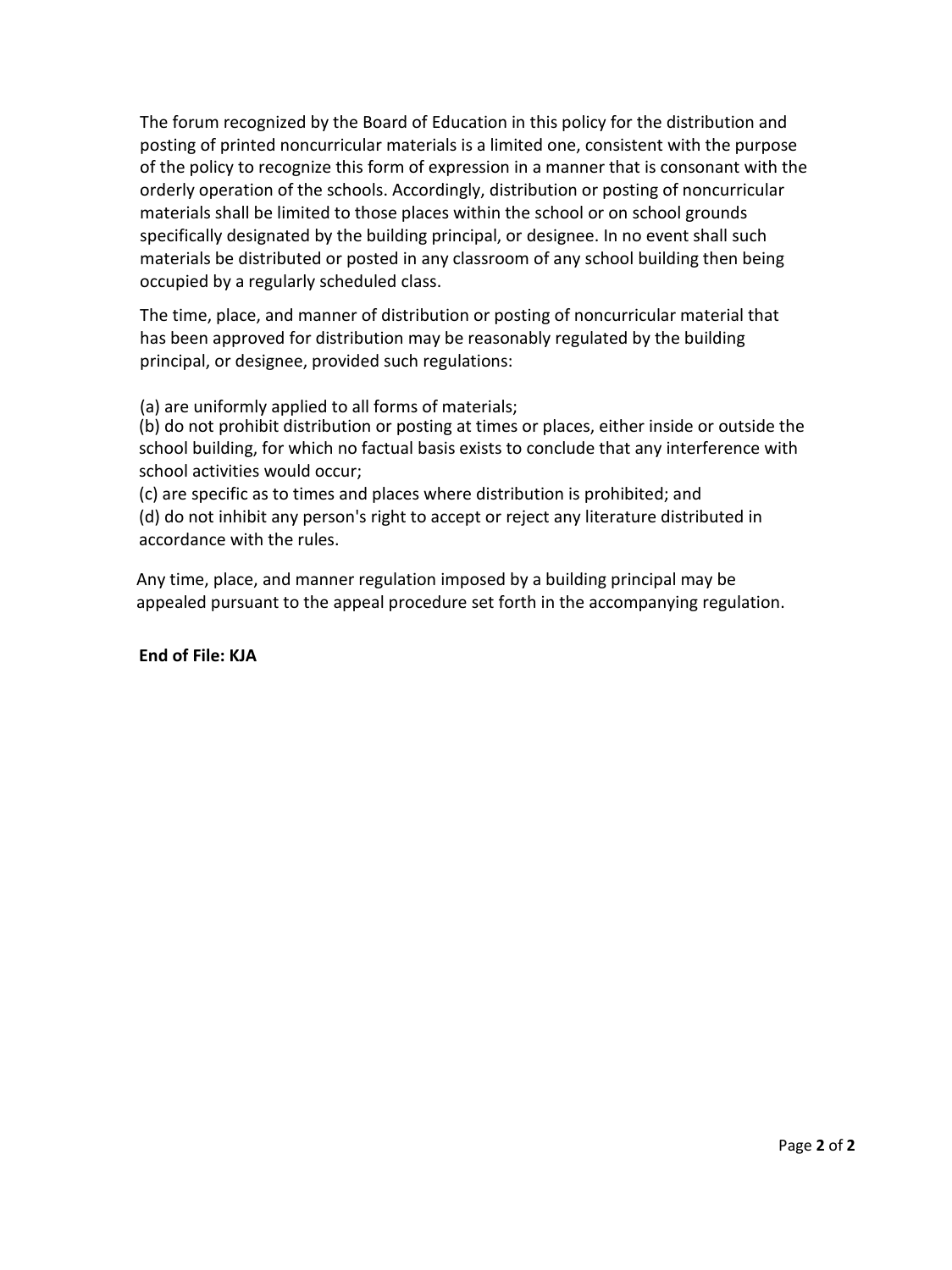The forum recognized by the Board of Education in this policy for the distribution and posting of printed noncurricular materials is a limited one, consistent with the purpose of the policy to recognize this form of expression in a manner that is consonant with the orderly operation of the schools. Accordingly, distribution or posting of noncurricular materials shall be limited to those places within the school or on school grounds specifically designated by the building principal, or designee. In no event shall such materials be distributed or posted in any classroom of any school building then being occupied by a regularly scheduled class.

The time, place, and manner of distribution or posting of noncurricular material that has been approved for distribution may be reasonably regulated by the building principal, or designee, provided such regulations:

(a) are uniformly applied to all forms of materials;
(b) do not prohibit distribution or posting at times or places, either inside or outside the school building, for which no factual basis exists to conclude that any interference with school activities would occur;
(c) are specific as to times and places where distribution is prohibited; and
(d) do not inhibit any person's right to accept or reject any literature distributed in accordance with the rules.

Any time, place, and manner regulation imposed by a building principal may be appealed pursuant to the appeal procedure set forth in the accompanying regulation.

**End of File: KJA**